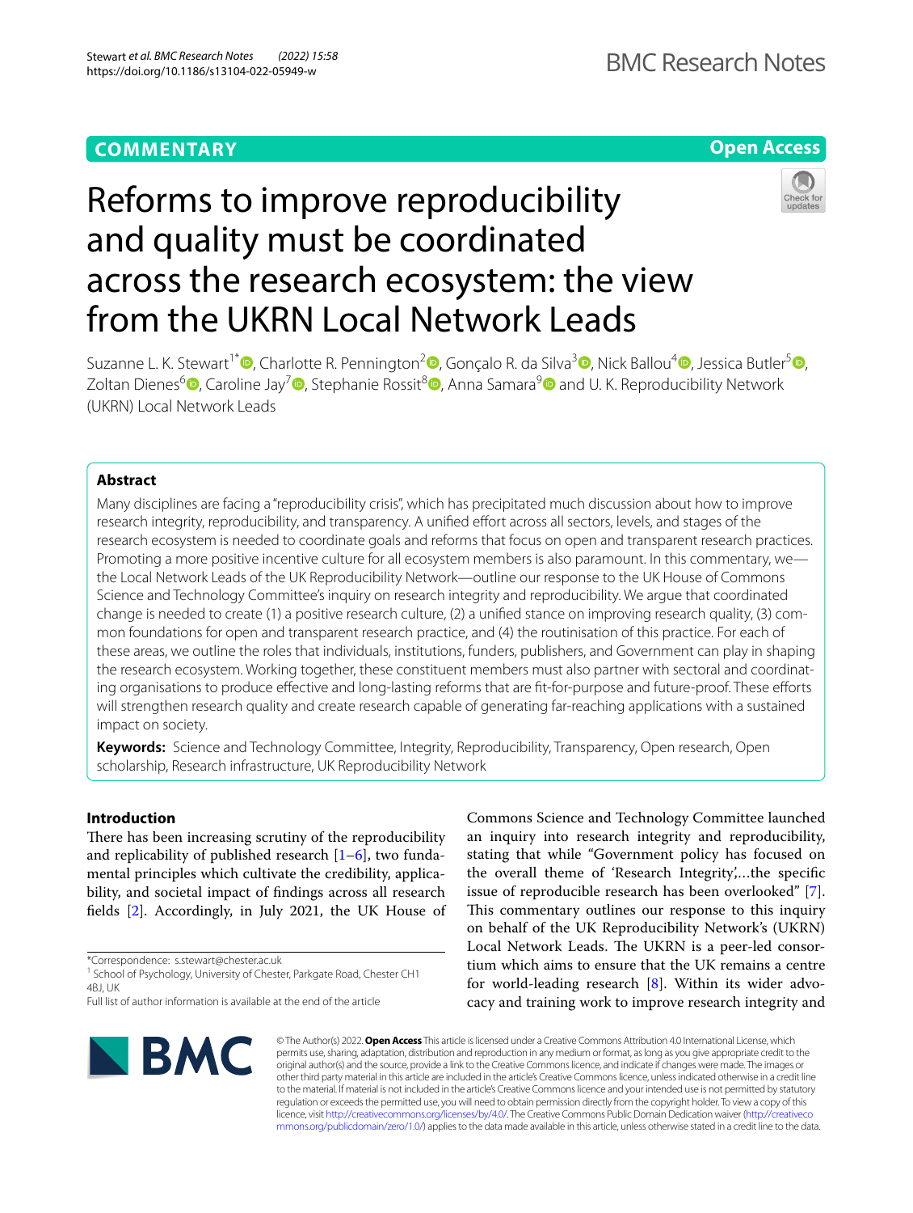COMMENTARY

Open Access

# Reforms to improve reproducibility and quality must be coordinated across the research ecosystem: the view from the UKRN Local Network Leads

Suzanne L. K. Stewart[1*], Charlotte R. Pennington[2], Gonçalo R. da Silva[3], Nick Ballou[4], Jessica Butler[5], Zoltan Dienes[6], Caroline Jay[7], Stephanie Rossit[8], Anna Samara[9] and U. K. Reproducibility Network (UKRN) Local Network Leads

## Abstract

Many disciplines are facing a "reproducibility crisis", which has precipitated much discussion about how to improve research integrity, reproducibility, and transparency. A unified effort across all sectors, levels, and stages of the research ecosystem is needed to coordinate goals and reforms that focus on open and transparent research practices. Promoting a more positive incentive culture for all ecosystem members is also paramount. In this commentary, we—the Local Network Leads of the UK Reproducibility Network—outline our response to the UK House of Commons Science and Technology Committee's inquiry on research integrity and reproducibility. We argue that coordinated change is needed to create (1) a positive research culture, (2) a unified stance on improving research quality, (3) common foundations for open and transparent research practice, and (4) the routinisation of this practice. For each of these areas, we outline the roles that individuals, institutions, funders, publishers, and Government can play in shaping the research ecosystem. Working together, these constituent members must also partner with sectoral and coordinating organisations to produce effective and long-lasting reforms that are fit-for-purpose and future-proof. These efforts will strengthen research quality and create research capable of generating far-reaching applications with a sustained impact on society.

**Keywords:** Science and Technology Committee, Integrity, Reproducibility, Transparency, Open research, Open scholarship, Research infrastructure, UK Reproducibility Network

## Introduction

There has been increasing scrutiny of the reproducibility and replicability of published research [1–6], two fundamental principles which cultivate the credibility, applicability, and societal impact of findings across all research fields [2]. Accordingly, in July 2021, the UK House of Commons Science and Technology Committee launched an inquiry into research integrity and reproducibility, stating that while "Government policy has focused on the overall theme of 'Research Integrity',...the specific issue of reproducible research has been overlooked" [7]. This commentary outlines our response to this inquiry on behalf of the UK Reproducibility Network's (UKRN) Local Network Leads. The UKRN is a peer-led consortium which aims to ensure that the UK remains a centre for world-leading research [8]. Within its wider advocacy and training work to improve research integrity and

*Correspondence: s.stewart@chester.ac.uk

[1] School of Psychology, University of Chester, Parkgate Road, Chester CH1 4BJ, UK

Full list of author information is available at the end of the article

© The Author(s) 2022. **Open Access** This article is licensed under a Creative Commons Attribution 4.0 International License, which permits use, sharing, adaptation, distribution and reproduction in any medium or format, as long as you give appropriate credit to the original author(s) and the source, provide a link to the Creative Commons licence, and indicate if changes were made. The images or other third party material in this article are included in the article's Creative Commons licence, unless indicated otherwise in a credit line to the material. If material is not included in the article's Creative Commons licence and your intended use is not permitted by statutory regulation or exceeds the permitted use, you will need to obtain permission directly from the copyright holder. To view a copy of this licence, visit http://creativecommons.org/licenses/by/4.0/. The Creative Commons Public Domain Dedication waiver (http://creativecommons.org/publicdomain/zero/1.0/) applies to the data made available in this article, unless otherwise stated in a credit line to the data.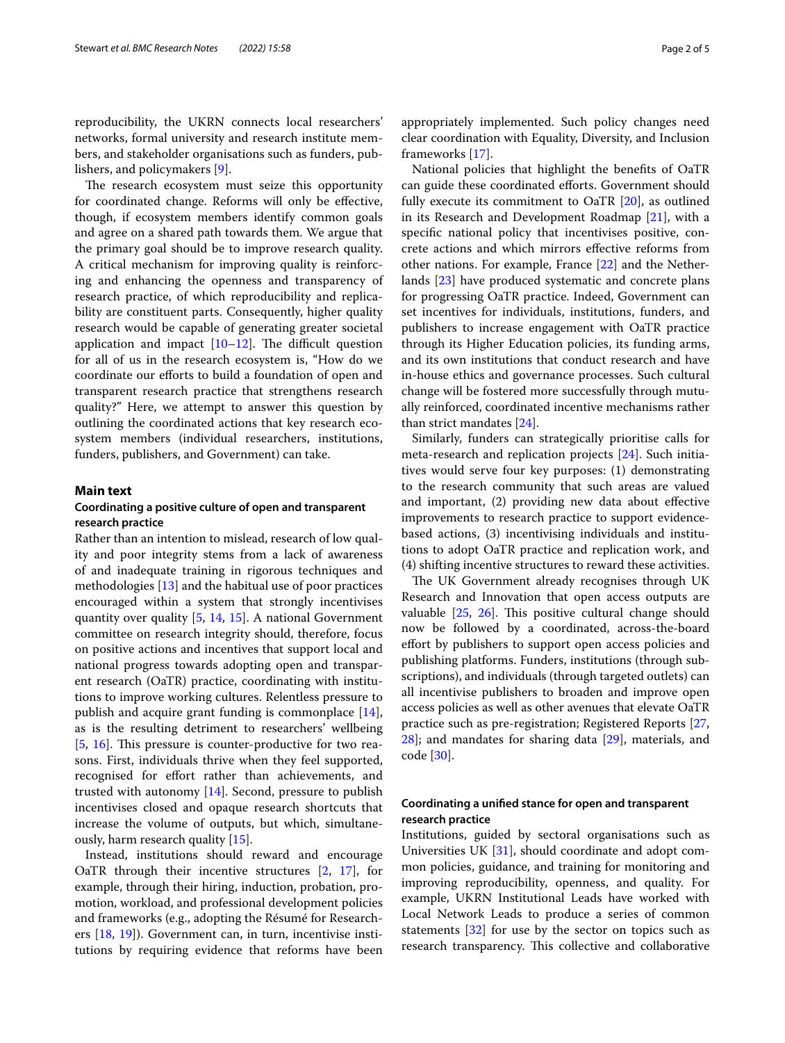reproducibility, the UKRN connects local researchers' networks, formal university and research institute members, and stakeholder organisations such as funders, publishers, and policymakers [9].

The research ecosystem must seize this opportunity for coordinated change. Reforms will only be effective, though, if ecosystem members identify common goals and agree on a shared path towards them. We argue that the primary goal should be to improve research quality. A critical mechanism for improving quality is reinforcing and enhancing the openness and transparency of research practice, of which reproducibility and replicability are constituent parts. Consequently, higher quality research would be capable of generating greater societal application and impact [10–12]. The difficult question for all of us in the research ecosystem is, "How do we coordinate our efforts to build a foundation of open and transparent research practice that strengthens research quality?" Here, we attempt to answer this question by outlining the coordinated actions that key research ecosystem members (individual researchers, institutions, funders, publishers, and Government) can take.

## Main text

### Coordinating a positive culture of open and transparent research practice

Rather than an intention to mislead, research of low quality and poor integrity stems from a lack of awareness of and inadequate training in rigorous techniques and methodologies [13] and the habitual use of poor practices encouraged within a system that strongly incentivises quantity over quality [5, 14, 15]. A national Government committee on research integrity should, therefore, focus on positive actions and incentives that support local and national progress towards adopting open and transparent research (OaTR) practice, coordinating with institutions to improve working cultures. Relentless pressure to publish and acquire grant funding is commonplace [14], as is the resulting detriment to researchers' wellbeing [5, 16]. This pressure is counter-productive for two reasons. First, individuals thrive when they feel supported, recognised for effort rather than achievements, and trusted with autonomy [14]. Second, pressure to publish incentivises closed and opaque research shortcuts that increase the volume of outputs, but which, simultaneously, harm research quality [15].

Instead, institutions should reward and encourage OaTR through their incentive structures [2, 17], for example, through their hiring, induction, probation, promotion, workload, and professional development policies and frameworks (e.g., adopting the Résumé for Researchers [18, 19]). Government can, in turn, incentivise institutions by requiring evidence that reforms have been appropriately implemented. Such policy changes need clear coordination with Equality, Diversity, and Inclusion frameworks [17].

National policies that highlight the benefits of OaTR can guide these coordinated efforts. Government should fully execute its commitment to OaTR [20], as outlined in its Research and Development Roadmap [21], with a specific national policy that incentivises positive, concrete actions and which mirrors effective reforms from other nations. For example, France [22] and the Netherlands [23] have produced systematic and concrete plans for progressing OaTR practice. Indeed, Government can set incentives for individuals, institutions, funders, and publishers to increase engagement with OaTR practice through its Higher Education policies, its funding arms, and its own institutions that conduct research and have in-house ethics and governance processes. Such cultural change will be fostered more successfully through mutually reinforced, coordinated incentive mechanisms rather than strict mandates [24].

Similarly, funders can strategically prioritise calls for meta-research and replication projects [24]. Such initiatives would serve four key purposes: (1) demonstrating to the research community that such areas are valued and important, (2) providing new data about effective improvements to research practice to support evidence-based actions, (3) incentivising individuals and institutions to adopt OaTR practice and replication work, and (4) shifting incentive structures to reward these activities.

The UK Government already recognises through UK Research and Innovation that open access outputs are valuable [25, 26]. This positive cultural change should now be followed by a coordinated, across-the-board effort by publishers to support open access policies and publishing platforms. Funders, institutions (through subscriptions), and individuals (through targeted outlets) can all incentivise publishers to broaden and improve open access policies as well as other avenues that elevate OaTR practice such as pre-registration; Registered Reports [27, 28]; and mandates for sharing data [29], materials, and code [30].

### Coordinating a unified stance for open and transparent research practice

Institutions, guided by sectoral organisations such as Universities UK [31], should coordinate and adopt common policies, guidance, and training for monitoring and improving reproducibility, openness, and quality. For example, UKRN Institutional Leads have worked with Local Network Leads to produce a series of common statements [32] for use by the sector on topics such as research transparency. This collective and collaborative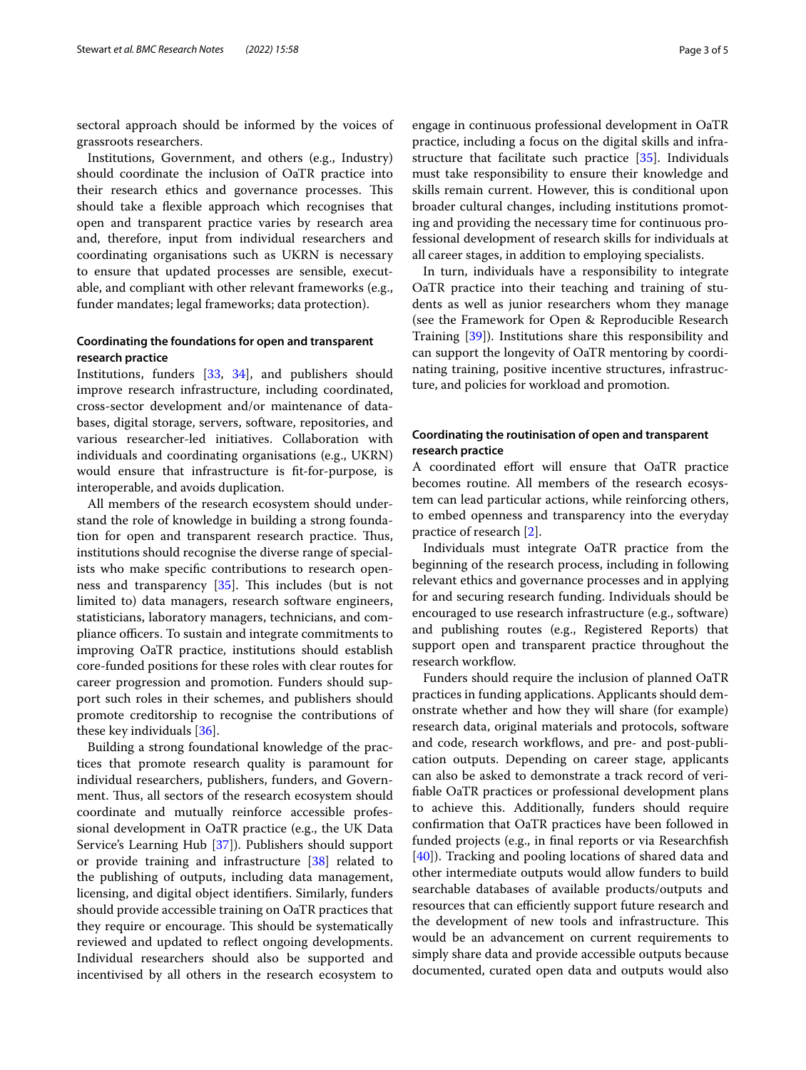sectoral approach should be informed by the voices of grassroots researchers.

Institutions, Government, and others (e.g., Industry) should coordinate the inclusion of OaTR practice into their research ethics and governance processes. This should take a flexible approach which recognises that open and transparent practice varies by research area and, therefore, input from individual researchers and coordinating organisations such as UKRN is necessary to ensure that updated processes are sensible, executable, and compliant with other relevant frameworks (e.g., funder mandates; legal frameworks; data protection).

### Coordinating the foundations for open and transparent research practice

Institutions, funders [33, 34], and publishers should improve research infrastructure, including coordinated, cross-sector development and/or maintenance of databases, digital storage, servers, software, repositories, and various researcher-led initiatives. Collaboration with individuals and coordinating organisations (e.g., UKRN) would ensure that infrastructure is fit-for-purpose, is interoperable, and avoids duplication.

All members of the research ecosystem should understand the role of knowledge in building a strong foundation for open and transparent research practice. Thus, institutions should recognise the diverse range of specialists who make specific contributions to research openness and transparency [35]. This includes (but is not limited to) data managers, research software engineers, statisticians, laboratory managers, technicians, and compliance officers. To sustain and integrate commitments to improving OaTR practice, institutions should establish core-funded positions for these roles with clear routes for career progression and promotion. Funders should support such roles in their schemes, and publishers should promote creditorship to recognise the contributions of these key individuals [36].

Building a strong foundational knowledge of the practices that promote research quality is paramount for individual researchers, publishers, funders, and Government. Thus, all sectors of the research ecosystem should coordinate and mutually reinforce accessible professional development in OaTR practice (e.g., the UK Data Service's Learning Hub [37]). Publishers should support or provide training and infrastructure [38] related to the publishing of outputs, including data management, licensing, and digital object identifiers. Similarly, funders should provide accessible training on OaTR practices that they require or encourage. This should be systematically reviewed and updated to reflect ongoing developments. Individual researchers should also be supported and incentivised by all others in the research ecosystem to engage in continuous professional development in OaTR practice, including a focus on the digital skills and infrastructure that facilitate such practice [35]. Individuals must take responsibility to ensure their knowledge and skills remain current. However, this is conditional upon broader cultural changes, including institutions promoting and providing the necessary time for continuous professional development of research skills for individuals at all career stages, in addition to employing specialists.

In turn, individuals have a responsibility to integrate OaTR practice into their teaching and training of students as well as junior researchers whom they manage (see the Framework for Open & Reproducible Research Training [39]). Institutions share this responsibility and can support the longevity of OaTR mentoring by coordinating training, positive incentive structures, infrastructure, and policies for workload and promotion.

### Coordinating the routinisation of open and transparent research practice

A coordinated effort will ensure that OaTR practice becomes routine. All members of the research ecosystem can lead particular actions, while reinforcing others, to embed openness and transparency into the everyday practice of research [2].

Individuals must integrate OaTR practice from the beginning of the research process, including in following relevant ethics and governance processes and in applying for and securing research funding. Individuals should be encouraged to use research infrastructure (e.g., software) and publishing routes (e.g., Registered Reports) that support open and transparent practice throughout the research workflow.

Funders should require the inclusion of planned OaTR practices in funding applications. Applicants should demonstrate whether and how they will share (for example) research data, original materials and protocols, software and code, research workflows, and pre- and post-publication outputs. Depending on career stage, applicants can also be asked to demonstrate a track record of verifiable OaTR practices or professional development plans to achieve this. Additionally, funders should require confirmation that OaTR practices have been followed in funded projects (e.g., in final reports or via Researchfish [40]). Tracking and pooling locations of shared data and other intermediate outputs would allow funders to build searchable databases of available products/outputs and resources that can efficiently support future research and the development of new tools and infrastructure. This would be an advancement on current requirements to simply share data and provide accessible outputs because documented, curated open data and outputs would also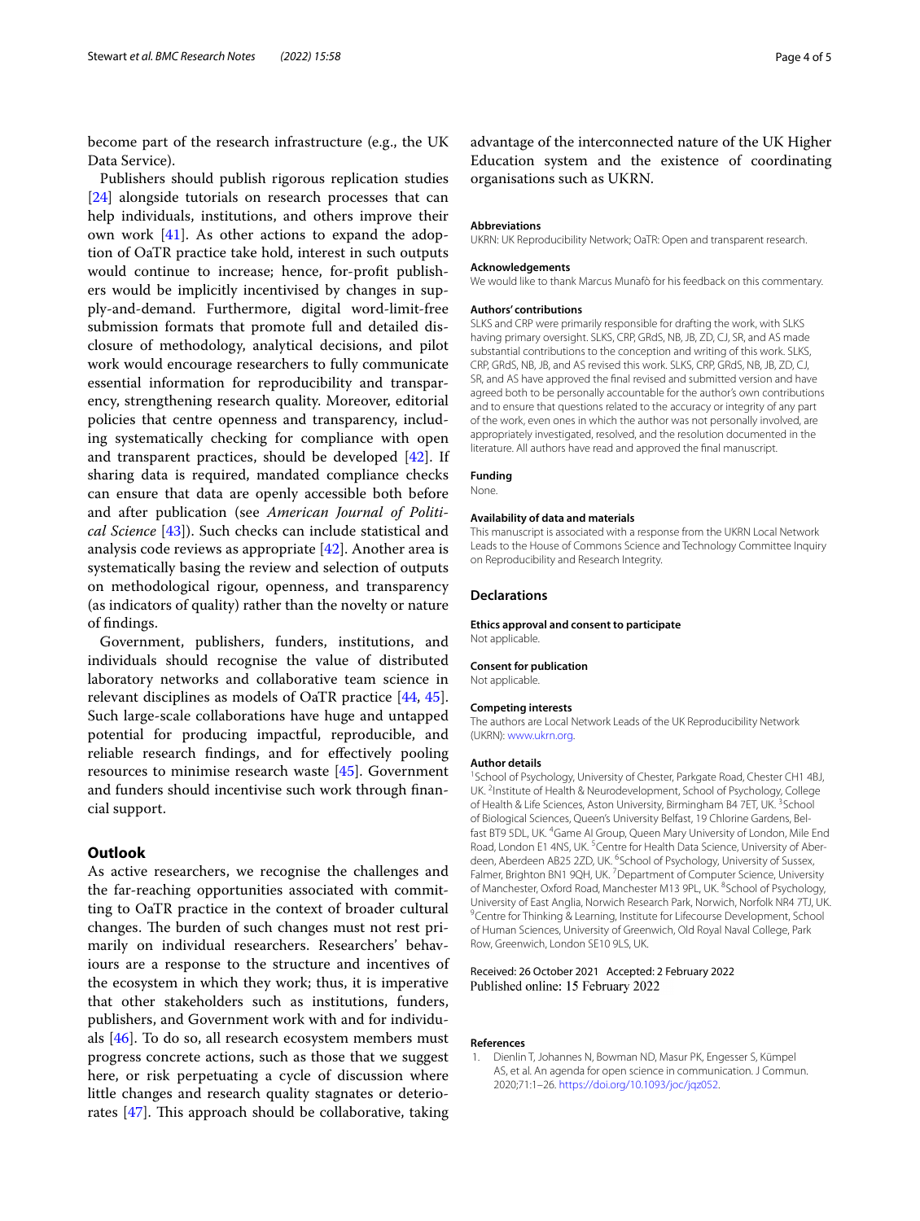become part of the research infrastructure (e.g., the UK Data Service).

Publishers should publish rigorous replication studies [24] alongside tutorials on research processes that can help individuals, institutions, and others improve their own work [41]. As other actions to expand the adoption of OaTR practice take hold, interest in such outputs would continue to increase; hence, for-profit publishers would be implicitly incentivised by changes in supply-and-demand. Furthermore, digital word-limit-free submission formats that promote full and detailed disclosure of methodology, analytical decisions, and pilot work would encourage researchers to fully communicate essential information for reproducibility and transparency, strengthening research quality. Moreover, editorial policies that centre openness and transparency, including systematically checking for compliance with open and transparent practices, should be developed [42]. If sharing data is required, mandated compliance checks can ensure that data are openly accessible both before and after publication (see *American Journal of Political Science* [43]). Such checks can include statistical and analysis code reviews as appropriate [42]. Another area is systematically basing the review and selection of outputs on methodological rigour, openness, and transparency (as indicators of quality) rather than the novelty or nature of findings.

Government, publishers, funders, institutions, and individuals should recognise the value of distributed laboratory networks and collaborative team science in relevant disciplines as models of OaTR practice [44, 45]. Such large-scale collaborations have huge and untapped potential for producing impactful, reproducible, and reliable research findings, and for effectively pooling resources to minimise research waste [45]. Government and funders should incentivise such work through financial support.

## Outlook

As active researchers, we recognise the challenges and the far-reaching opportunities associated with committing to OaTR practice in the context of broader cultural changes. The burden of such changes must not rest primarily on individual researchers. Researchers' behaviours are a response to the structure and incentives of the ecosystem in which they work; thus, it is imperative that other stakeholders such as institutions, funders, publishers, and Government work with and for individuals [46]. To do so, all research ecosystem members must progress concrete actions, such as those that we suggest here, or risk perpetuating a cycle of discussion where little changes and research quality stagnates or deteriorates [47]. This approach should be collaborative, taking advantage of the interconnected nature of the UK Higher Education system and the existence of coordinating organisations such as UKRN.

#### Abbreviations
UKRN: UK Reproducibility Network; OaTR: Open and transparent research.

#### Acknowledgements
We would like to thank Marcus Munafò for his feedback on this commentary.

#### Authors' contributions
SLKS and CRP were primarily responsible for drafting the work, with SLKS having primary oversight. SLKS, CRP, GRdS, NB, JB, ZD, CJ, SR, and AS made substantial contributions to the conception and writing of this work. SLKS, CRP, GRdS, NB, JB, and AS revised this work. SLKS, CRP, GRdS, NB, JB, ZD, CJ, SR, and AS have approved the final revised and submitted version and have agreed both to be personally accountable for the author's own contributions and to ensure that questions related to the accuracy or integrity of any part of the work, even ones in which the author was not personally involved, are appropriately investigated, resolved, and the resolution documented in the literature. All authors have read and approved the final manuscript.

#### Funding
None.

#### Availability of data and materials
This manuscript is associated with a response from the UKRN Local Network Leads to the House of Commons Science and Technology Committee Inquiry on Reproducibility and Research Integrity.

### Declarations

#### Ethics approval and consent to participate
Not applicable.

#### Consent for publication
Not applicable.

#### Competing interests
The authors are Local Network Leads of the UK Reproducibility Network (UKRN): www.ukrn.org.

#### Author details
[1]School of Psychology, University of Chester, Parkgate Road, Chester CH1 4BJ, UK. [2]Institute of Health & Neurodevelopment, School of Psychology, College of Health & Life Sciences, Aston University, Birmingham B4 7ET, UK. [3]School of Biological Sciences, Queen's University Belfast, 19 Chlorine Gardens, Belfast BT9 5DL, UK. [4]Game AI Group, Queen Mary University of London, Mile End Road, London E1 4NS, UK. [5]Centre for Health Data Science, University of Aberdeen, Aberdeen AB25 2ZD, UK. [6]School of Psychology, University of Sussex, Falmer, Brighton BN1 9QH, UK. [7]Department of Computer Science, University of Manchester, Oxford Road, Manchester M13 9PL, UK. [8]School of Psychology, University of East Anglia, Norwich Research Park, Norwich, Norfolk NR4 7TJ, UK. [9]Centre for Thinking & Learning, Institute for Lifecourse Development, School of Human Sciences, University of Greenwich, Old Royal Naval College, Park Row, Greenwich, London SE10 9LS, UK.

Received: 26 October 2021 Accepted: 2 February 2022
Published online: 15 February 2022

#### References

1. Dienlin T, Johannes N, Bowman ND, Masur PK, Engesser S, Kümpel AS, et al. An agenda for open science in communication. J Commun. 2020;71:1–26. https://doi.org/10.1093/joc/jqz052.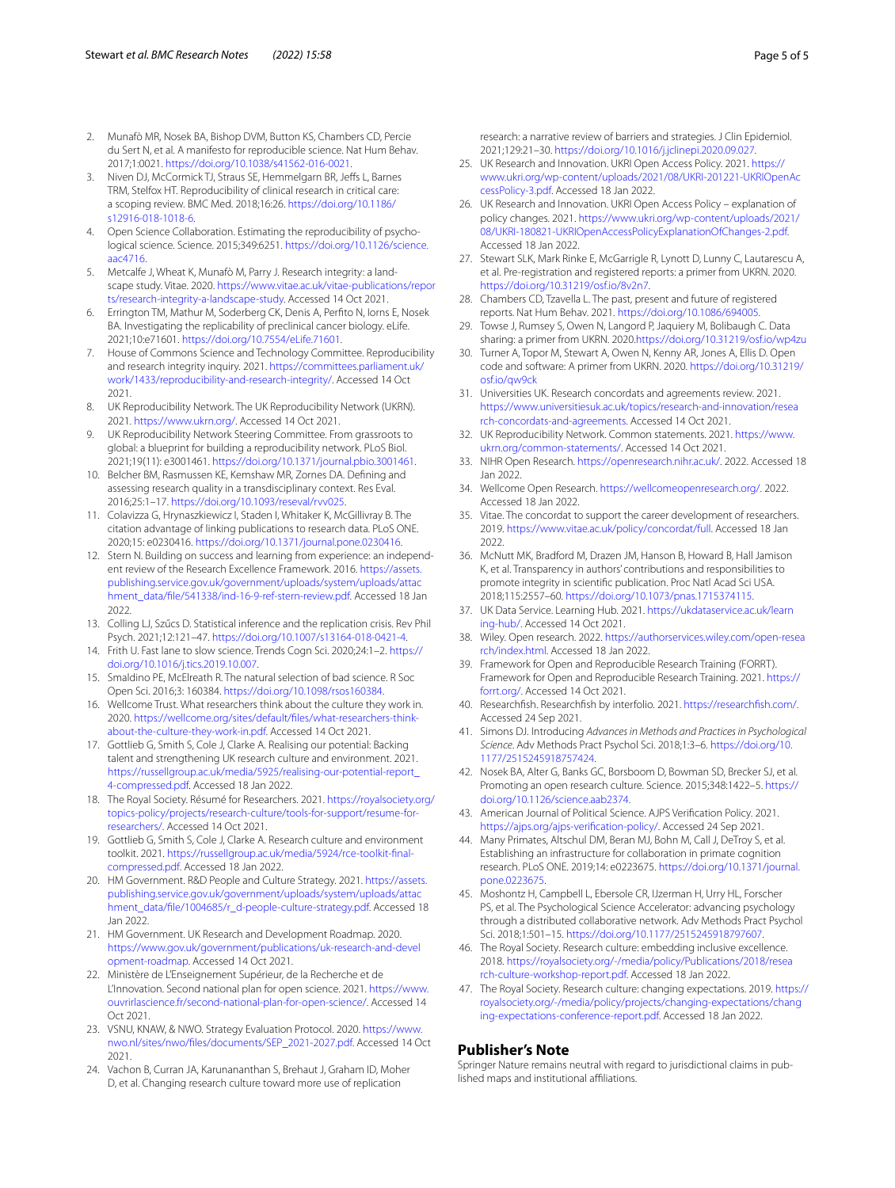2. Munafò MR, Nosek BA, Bishop DVM, Button KS, Chambers CD, Percie du Sert N, et al. A manifesto for reproducible science. Nat Hum Behav. 2017;1:0021. https://doi.org/10.1038/s41562-016-0021.
3. Niven DJ, McCormick TJ, Straus SE, Hemmelgarn BR, Jeffs L, Barnes TRM, Stelfox HT. Reproducibility of clinical research in critical care: a scoping review. BMC Med. 2018;16:26. https://doi.org/10.1186/s12916-018-1018-6.
4. Open Science Collaboration. Estimating the reproducibility of psychological science. Science. 2015;349:6251. https://doi.org/10.1126/science.aac4716.
5. Metcalfe J, Wheat K, Munafò M, Parry J. Research integrity: a landscape study. Vitae. 2020. https://www.vitae.ac.uk/vitae-publications/reports/research-integrity-a-landscape-study. Accessed 14 Oct 2021.
6. Errington TM, Mathur M, Soderberg CK, Denis A, Perfito N, Iorns E, Nosek BA. Investigating the replicability of preclinical cancer biology. eLife. 2021;10:e71601. https://doi.org/10.7554/eLife.71601.
7. House of Commons Science and Technology Committee. Reproducibility and research integrity inquiry. 2021. https://committees.parliament.uk/work/1433/reproducibility-and-research-integrity/. Accessed 14 Oct 2021.
8. UK Reproducibility Network. The UK Reproducibility Network (UKRN). 2021. https://www.ukrn.org/. Accessed 14 Oct 2021.
9. UK Reproducibility Network Steering Committee. From grassroots to global: a blueprint for building a reproducibility network. PLoS Biol. 2021;19(11): e3001461. https://doi.org/10.1371/journal.pbio.3001461.
10. Belcher BM, Rasmussen KE, Kemshaw MR, Zornes DA. Defining and assessing research quality in a transdisciplinary context. Res Eval. 2016;25:1–17. https://doi.org/10.1093/reseval/rvv025.
11. Colavizza G, Hrynaszkiewicz I, Staden I, Whitaker K, McGillivray B. The citation advantage of linking publications to research data. PLoS ONE. 2020;15: e0230416. https://doi.org/10.1371/journal.pone.0230416.
12. Stern N. Building on success and learning from experience: an independent review of the Research Excellence Framework. 2016. https://assets.publishing.service.gov.uk/government/uploads/system/uploads/attachment_data/file/541338/ind-16-9-ref-stern-review.pdf. Accessed 18 Jan 2022.
13. Colling LJ, Szűcs D. Statistical inference and the replication crisis. Rev Phil Psych. 2021;12:121–47. https://doi.org/10.1007/s13164-018-0421-4.
14. Frith U. Fast lane to slow science. Trends Cogn Sci. 2020;24:1–2. https://doi.org/10.1016/j.tics.2019.10.007.
15. Smaldino PE, McElreath R. The natural selection of bad science. R Soc Open Sci. 2016;3: 160384. https://doi.org/10.1098/rsos160384.
16. Wellcome Trust. What researchers think about the culture they work in. 2020. https://wellcome.org/sites/default/files/what-researchers-think-about-the-culture-they-work-in.pdf. Accessed 14 Oct 2021.
17. Gottlieb G, Smith S, Cole J, Clarke A. Realising our potential: Backing talent and strengthening UK research culture and environment. 2021. https://russellgroup.ac.uk/media/5925/realising-our-potential-report_4-compressed.pdf. Accessed 18 Jan 2022.
18. The Royal Society. Résumé for Researchers. 2021. https://royalsociety.org/topics-policy/projects/research-culture/tools-for-support/resume-for-researchers/. Accessed 14 Oct 2021.
19. Gottlieb G, Smith S, Cole J, Clarke A. Research culture and environment toolkit. 2021. https://russellgroup.ac.uk/media/5924/rce-toolkit-final-compressed.pdf. Accessed 18 Jan 2022.
20. HM Government. R&D People and Culture Strategy. 2021. https://assets.publishing.service.gov.uk/government/uploads/system/uploads/attachment_data/file/1004685/r_d-people-culture-strategy.pdf. Accessed 18 Jan 2022.
21. HM Government. UK Research and Development Roadmap. 2020. https://www.gov.uk/government/publications/uk-research-and-development-roadmap. Accessed 14 Oct 2021.
22. Ministère de L'Enseignement Supérieur, de la Recherche et de L'Innovation. Second national plan for open science. 2021. https://www.ouvrirlascience.fr/second-national-plan-for-open-science/. Accessed 14 Oct 2021.
23. VSNU, KNAW, & NWO. Strategy Evaluation Protocol. 2020. https://www.nwo.nl/sites/nwo/files/documents/SEP_2021-2027.pdf. Accessed 14 Oct 2021.
24. Vachon B, Curran JA, Karunananthan S, Brehaut J, Graham ID, Moher D, et al. Changing research culture toward more use of replication research: a narrative review of barriers and strategies. J Clin Epidemiol. 2021;129:21–30. https://doi.org/10.1016/j.jclinepi.2020.09.027.
25. UK Research and Innovation. UKRI Open Access Policy. 2021. https://www.ukri.org/wp-content/uploads/2021/08/UKRI-201221-UKRIOpenAccessPolicy-3.pdf. Accessed 18 Jan 2022.
26. UK Research and Innovation. UKRI Open Access Policy – explanation of policy changes. 2021. https://www.ukri.org/wp-content/uploads/2021/08/UKRI-180821-UKRIOpenAccessPolicyExplanationOfChanges-2.pdf. Accessed 18 Jan 2022.
27. Stewart SLK, Mark Rinke E, McGarrigle R, Lynott D, Lunny C, Lautarescu A, et al. Pre-registration and registered reports: a primer from UKRN. 2020. https://doi.org/10.31219/osf.io/8v2n7.
28. Chambers CD, Tzavella L. The past, present and future of registered reports. Nat Hum Behav. 2021. https://doi.org/10.1086/694005.
29. Towse J, Rumsey S, Owen N, Langord P, Jaquiery M, Bolibaugh C. Data sharing: a primer from UKRN. 2020.https://doi.org/10.31219/osf.io/wp4zu
30. Turner A, Topor M, Stewart A, Owen N, Kenny AR, Jones A, Ellis D. Open code and software: A primer from UKRN. 2020. https://doi.org/10.31219/osf.io/qw9ck
31. Universities UK. Research concordats and agreements review. 2021. https://www.universitiesuk.ac.uk/topics/research-and-innovation/research-concordats-and-agreements. Accessed 14 Oct 2021.
32. UK Reproducibility Network. Common statements. 2021. https://www.ukrn.org/common-statements/. Accessed 14 Oct 2021.
33. NIHR Open Research. https://openresearch.nihr.ac.uk/. 2022. Accessed 18 Jan 2022.
34. Wellcome Open Research. https://wellcomeopenresearch.org/. 2022. Accessed 18 Jan 2022.
35. Vitae. The concordat to support the career development of researchers. 2019. https://www.vitae.ac.uk/policy/concordat/full. Accessed 18 Jan 2022.
36. McNutt MK, Bradford M, Drazen JM, Hanson B, Howard B, Hall Jamison K, et al. Transparency in authors' contributions and responsibilities to promote integrity in scientific publication. Proc Natl Acad Sci USA. 2018;115:2557–60. https://doi.org/10.1073/pnas.1715374115.
37. UK Data Service. Learning Hub. 2021. https://ukdataservice.ac.uk/learning-hub/. Accessed 14 Oct 2021.
38. Wiley. Open research. 2022. https://authorservices.wiley.com/open-research/index.html. Accessed 18 Jan 2022.
39. Framework for Open and Reproducible Research Training (FORRT). Framework for Open and Reproducible Research Training. 2021. https://forrt.org/. Accessed 14 Oct 2021.
40. Researchfish. Researchfish by interfolio. 2021. https://researchfish.com/. Accessed 24 Sep 2021.
41. Simons DJ. Introducing *Advances in Methods and Practices in Psychological Science*. Adv Methods Pract Psychol Sci. 2018;1:3–6. https://doi.org/10.1177/2515245918757424.
42. Nosek BA, Alter G, Banks GC, Borsboom D, Bowman SD, Brecker SJ, et al. Promoting an open research culture. Science. 2015;348:1422–5. https://doi.org/10.1126/science.aab2374.
43. American Journal of Political Science. AJPS Verification Policy. 2021. https://ajps.org/ajps-verification-policy/. Accessed 24 Sep 2021.
44. Many Primates, Altschul DM, Beran MJ, Bohn M, Call J, DeTroy S, et al. Establishing an infrastructure for collaboration in primate cognition research. PLoS ONE. 2019;14: e0223675. https://doi.org/10.1371/journal.pone.0223675.
45. Moshontz H, Campbell L, Ebersole CR, IJzerman H, Urry HL, Forscher PS, et al. The Psychological Science Accelerator: advancing psychology through a distributed collaborative network. Adv Methods Pract Psychol Sci. 2018;1:501–15. https://doi.org/10.1177/2515245918797607.
46. The Royal Society. Research culture: embedding inclusive excellence. 2018. https://royalsociety.org/-/media/policy/Publications/2018/research-culture-workshop-report.pdf. Accessed 18 Jan 2022.
47. The Royal Society. Research culture: changing expectations. 2019. https://royalsociety.org/-/media/policy/projects/changing-expectations/changing-expectations-conference-report.pdf. Accessed 18 Jan 2022.

## Publisher's Note

Springer Nature remains neutral with regard to jurisdictional claims in published maps and institutional affiliations.